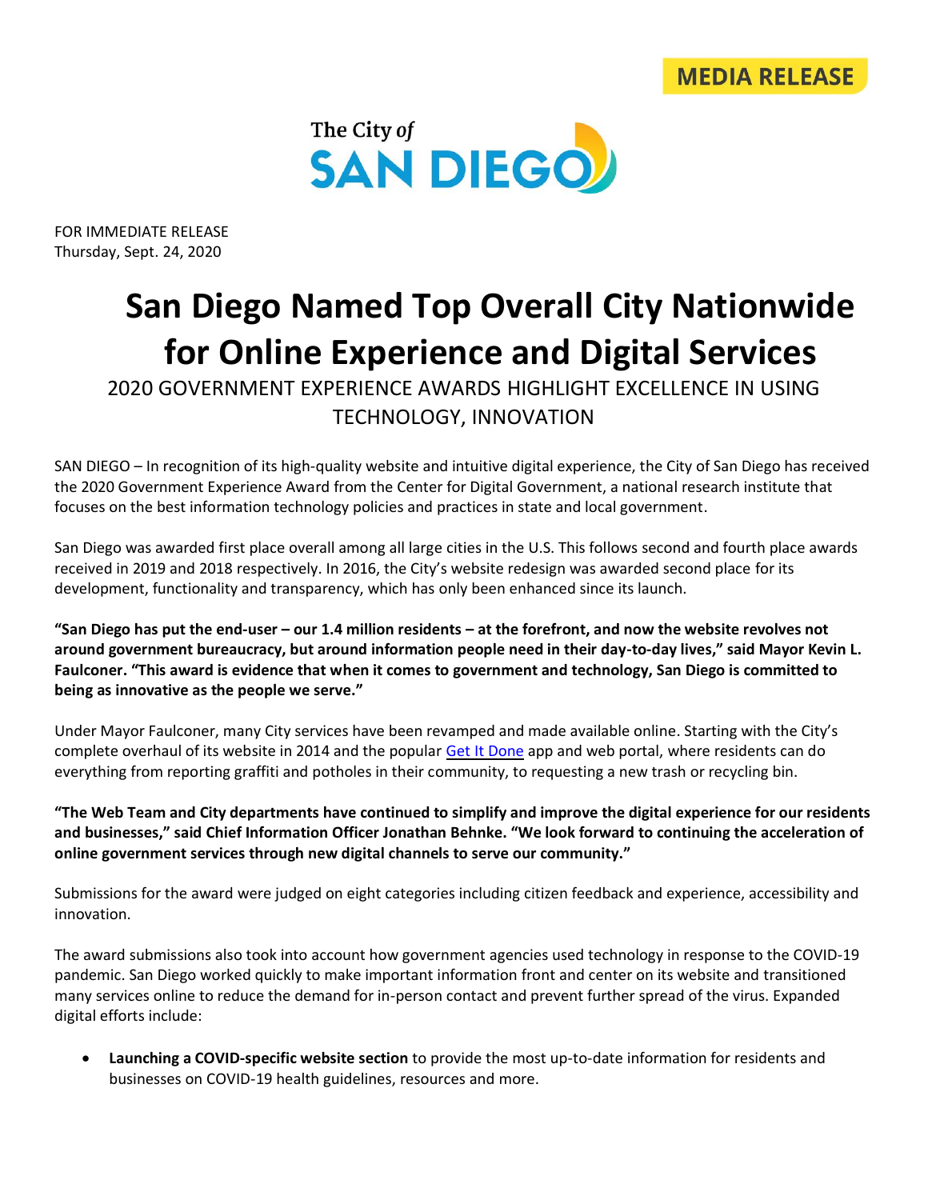MEDIA RELEASE

The City of SAN DIEGO

FOR IMMEDIATE RELEASE
Thursday, Sept. 24, 2020

# San Diego Named Top Overall City Nationwide for Online Experience and Digital Services

## 2020 GOVERNMENT EXPERIENCE AWARDS HIGHLIGHT EXCELLENCE IN USING TECHNOLOGY, INNOVATION

SAN DIEGO – In recognition of its high-quality website and intuitive digital experience, the City of San Diego has received the 2020 Government Experience Award from the Center for Digital Government, a national research institute that focuses on the best information technology policies and practices in state and local government.

San Diego was awarded first place overall among all large cities in the U.S. This follows second and fourth place awards received in 2019 and 2018 respectively. In 2016, the City's website redesign was awarded second place for its development, functionality and transparency, which has only been enhanced since its launch.

**"San Diego has put the end-user – our 1.4 million residents – at the forefront, and now the website revolves not around government bureaucracy, but around information people need in their day-to-day lives," said Mayor Kevin L. Faulconer. "This award is evidence that when it comes to government and technology, San Diego is committed to being as innovative as the people we serve."**

Under Mayor Faulconer, many City services have been revamped and made available online. Starting with the City's complete overhaul of its website in 2014 and the popular Get It Done app and web portal, where residents can do everything from reporting graffiti and potholes in their community, to requesting a new trash or recycling bin.

**"The Web Team and City departments have continued to simplify and improve the digital experience for our residents and businesses," said Chief Information Officer Jonathan Behnke. "We look forward to continuing the acceleration of online government services through new digital channels to serve our community."**

Submissions for the award were judged on eight categories including citizen feedback and experience, accessibility and innovation.

The award submissions also took into account how government agencies used technology in response to the COVID-19 pandemic. San Diego worked quickly to make important information front and center on its website and transitioned many services online to reduce the demand for in-person contact and prevent further spread of the virus. Expanded digital efforts include:

- **Launching a COVID-specific website section** to provide the most up-to-date information for residents and businesses on COVID-19 health guidelines, resources and more.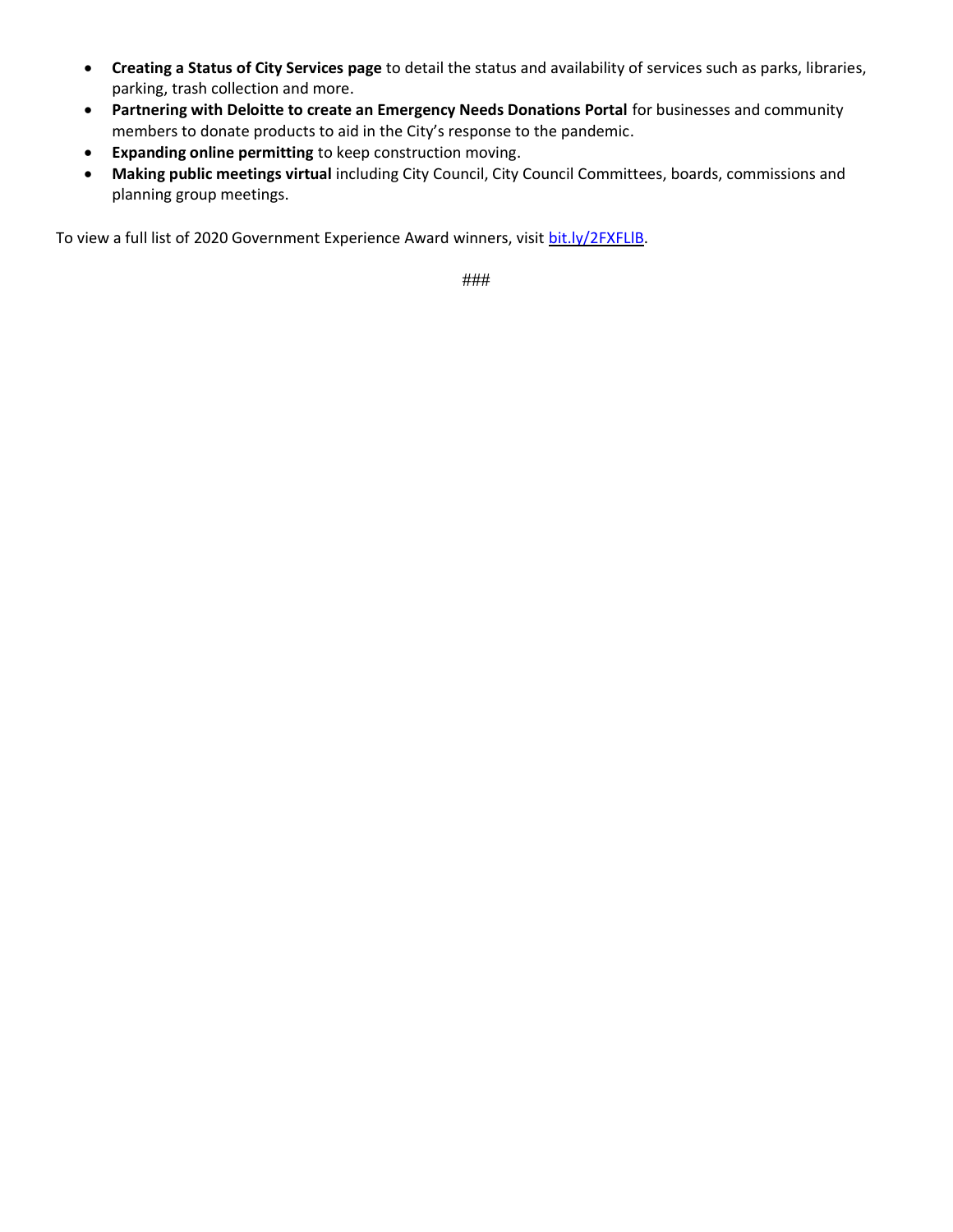- **Creating a Status of City Services page** to detail the status and availability of services such as parks, libraries, parking, trash collection and more.
- **Partnering with Deloitte to create an Emergency Needs Donations Portal** for businesses and community members to donate products to aid in the City's response to the pandemic.
- **Expanding online permitting** to keep construction moving.
- **Making public meetings virtual** including City Council, City Council Committees, boards, commissions and planning group meetings.

To view a full list of 2020 Government Experience Award winners, visit bit.ly/2FXFLlB.

###